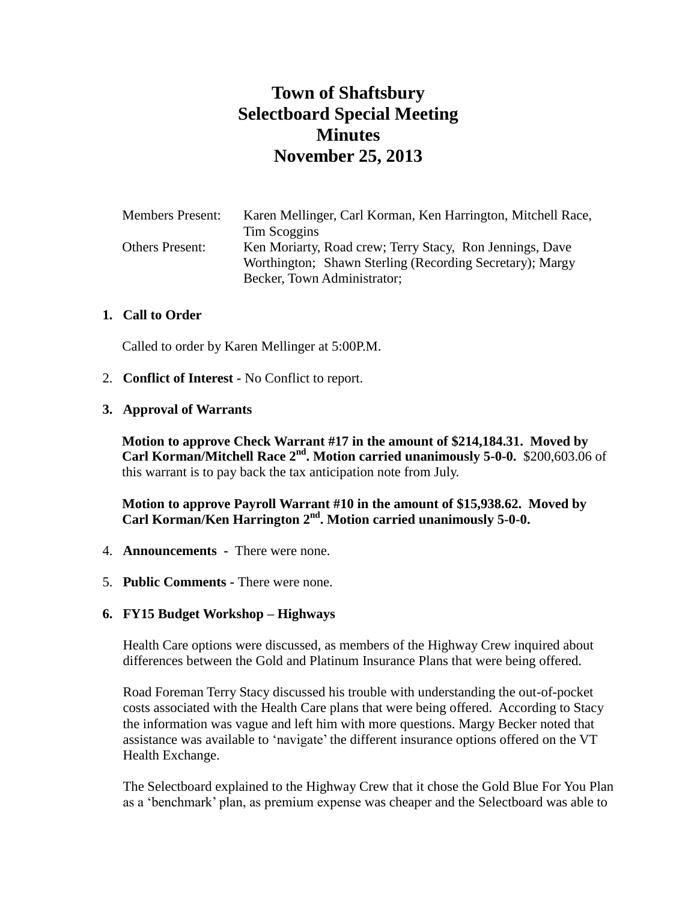# Town of Shaftsbury
# Selectboard Special Meeting
# Minutes
# November 25, 2013

| | |
|---|---|
| Members Present: | Karen Mellinger, Carl Korman, Ken Harrington, Mitchell Race, Tim Scoggins |
| Others Present: | Ken Moriarty, Road crew; Terry Stacy, Ron Jennings, Dave Worthington; Shawn Sterling (Recording Secretary); Margy Becker, Town Administrator; |

1. **Call to Order**

   Called to order by Karen Mellinger at 5:00P.M.

2. **Conflict of Interest -** No Conflict to report.

3. **Approval of Warrants**

   **Motion to approve Check Warrant #17 in the amount of $214,184.31. Moved by Carl Korman/Mitchell Race 2nd. Motion carried unanimously 5-0-0.** $200,603.06 of this warrant is to pay back the tax anticipation note from July.

   **Motion to approve Payroll Warrant #10 in the amount of $15,938.62. Moved by Carl Korman/Ken Harrington 2nd. Motion carried unanimously 5-0-0.**

4. **Announcements** - There were none.

5. **Public Comments -** There were none.

6. **FY15 Budget Workshop – Highways**

   Health Care options were discussed, as members of the Highway Crew inquired about differences between the Gold and Platinum Insurance Plans that were being offered.

   Road Foreman Terry Stacy discussed his trouble with understanding the out-of-pocket costs associated with the Health Care plans that were being offered. According to Stacy the information was vague and left him with more questions. Margy Becker noted that assistance was available to 'navigate' the different insurance options offered on the VT Health Exchange.

   The Selectboard explained to the Highway Crew that it chose the Gold Blue For You Plan as a 'benchmark' plan, as premium expense was cheaper and the Selectboard was able to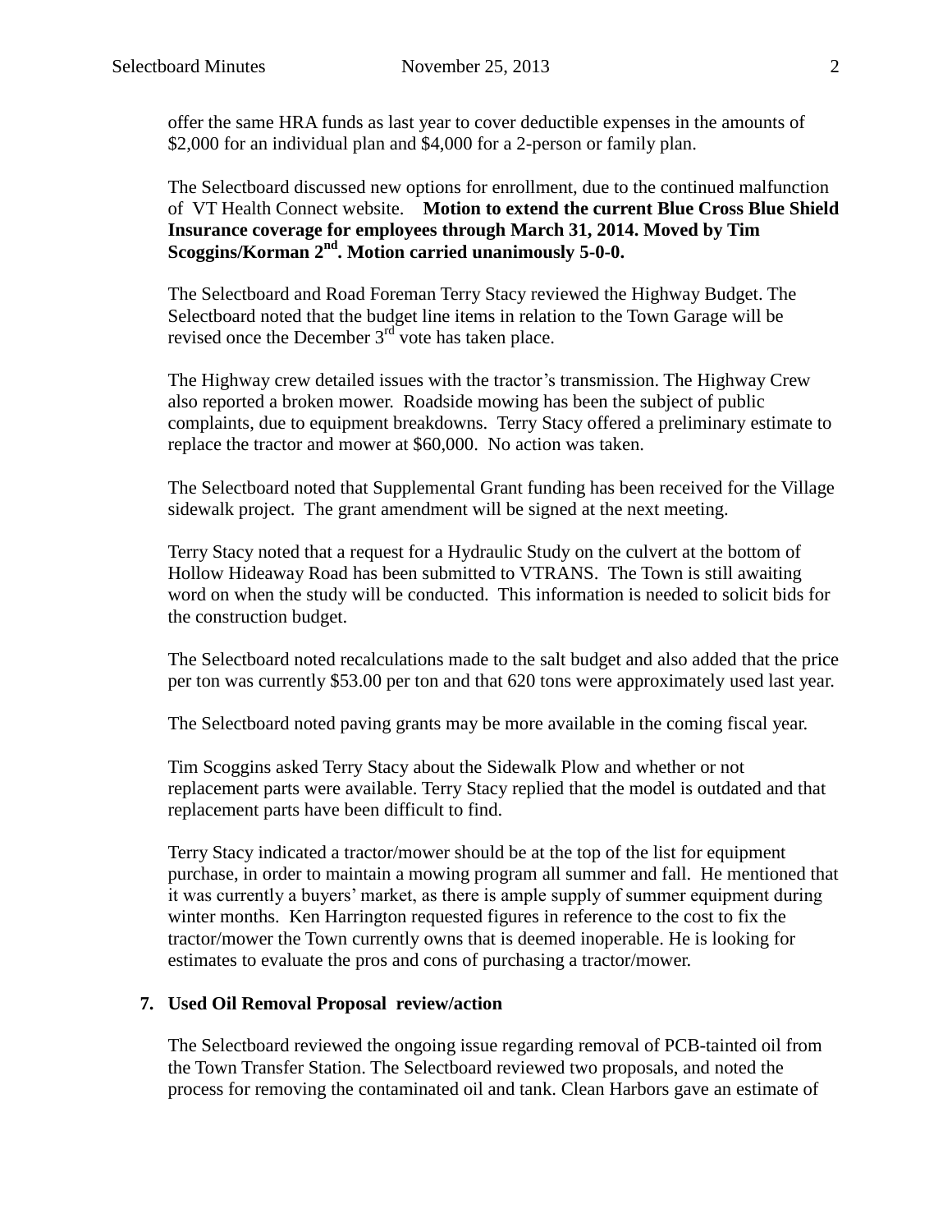offer the same HRA funds as last year to cover deductible expenses in the amounts of $2,000 for an individual plan and $4,000 for a 2-person or family plan.

The Selectboard discussed new options for enrollment, due to the continued malfunction of VT Health Connect website. **Motion to extend the current Blue Cross Blue Shield Insurance coverage for employees through March 31, 2014. Moved by Tim Scoggins/Korman 2nd. Motion carried unanimously 5-0-0.**

The Selectboard and Road Foreman Terry Stacy reviewed the Highway Budget. The Selectboard noted that the budget line items in relation to the Town Garage will be revised once the December 3rd vote has taken place.

The Highway crew detailed issues with the tractor's transmission. The Highway Crew also reported a broken mower. Roadside mowing has been the subject of public complaints, due to equipment breakdowns. Terry Stacy offered a preliminary estimate to replace the tractor and mower at $60,000. No action was taken.

The Selectboard noted that Supplemental Grant funding has been received for the Village sidewalk project. The grant amendment will be signed at the next meeting.

Terry Stacy noted that a request for a Hydraulic Study on the culvert at the bottom of Hollow Hideaway Road has been submitted to VTRANS. The Town is still awaiting word on when the study will be conducted. This information is needed to solicit bids for the construction budget.

The Selectboard noted recalculations made to the salt budget and also added that the price per ton was currently $53.00 per ton and that 620 tons were approximately used last year.

The Selectboard noted paving grants may be more available in the coming fiscal year.

Tim Scoggins asked Terry Stacy about the Sidewalk Plow and whether or not replacement parts were available. Terry Stacy replied that the model is outdated and that replacement parts have been difficult to find.

Terry Stacy indicated a tractor/mower should be at the top of the list for equipment purchase, in order to maintain a mowing program all summer and fall. He mentioned that it was currently a buyers' market, as there is ample supply of summer equipment during winter months. Ken Harrington requested figures in reference to the cost to fix the tractor/mower the Town currently owns that is deemed inoperable. He is looking for estimates to evaluate the pros and cons of purchasing a tractor/mower.

**7. Used Oil Removal Proposal review/action**

The Selectboard reviewed the ongoing issue regarding removal of PCB-tainted oil from the Town Transfer Station. The Selectboard reviewed two proposals, and noted the process for removing the contaminated oil and tank. Clean Harbors gave an estimate of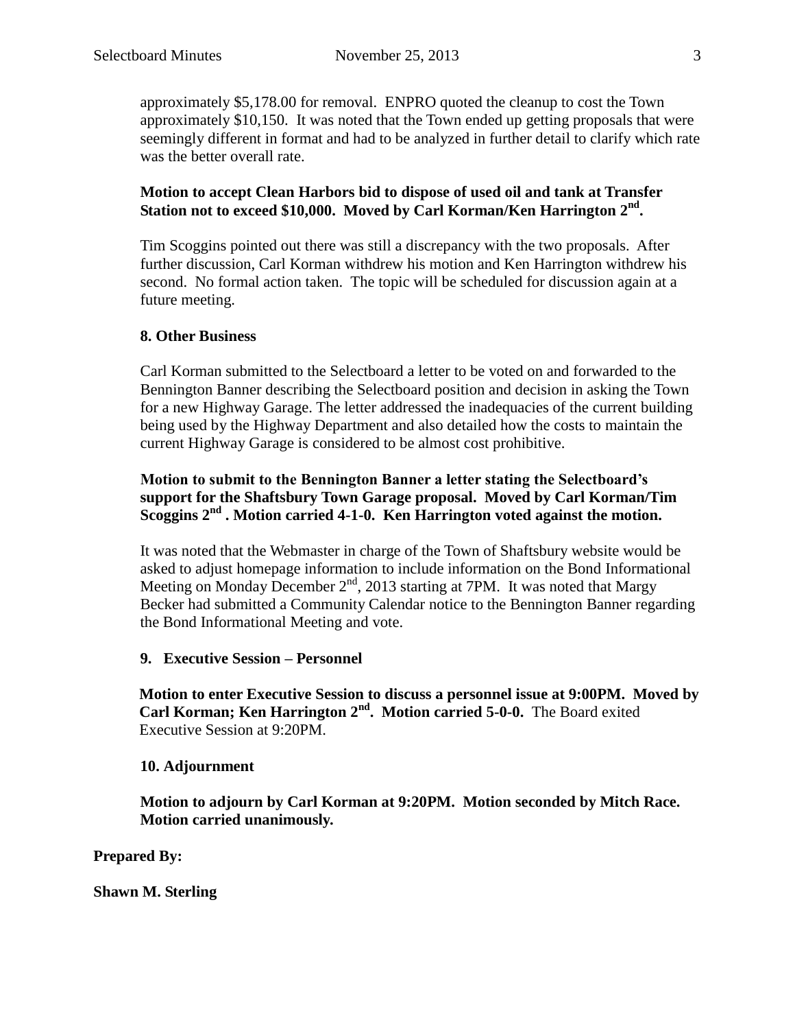approximately $5,178.00 for removal. ENPRO quoted the cleanup to cost the Town approximately $10,150. It was noted that the Town ended up getting proposals that were seemingly different in format and had to be analyzed in further detail to clarify which rate was the better overall rate.

**Motion to accept Clean Harbors bid to dispose of used oil and tank at Transfer Station not to exceed $10,000. Moved by Carl Korman/Ken Harrington 2nd.**

Tim Scoggins pointed out there was still a discrepancy with the two proposals. After further discussion, Carl Korman withdrew his motion and Ken Harrington withdrew his second. No formal action taken. The topic will be scheduled for discussion again at a future meeting.

**8. Other Business**

Carl Korman submitted to the Selectboard a letter to be voted on and forwarded to the Bennington Banner describing the Selectboard position and decision in asking the Town for a new Highway Garage. The letter addressed the inadequacies of the current building being used by the Highway Department and also detailed how the costs to maintain the current Highway Garage is considered to be almost cost prohibitive.

**Motion to submit to the Bennington Banner a letter stating the Selectboard's support for the Shaftsbury Town Garage proposal. Moved by Carl Korman/Tim Scoggins 2nd . Motion carried 4-1-0. Ken Harrington voted against the motion.**

It was noted that the Webmaster in charge of the Town of Shaftsbury website would be asked to adjust homepage information to include information on the Bond Informational Meeting on Monday December 2nd, 2013 starting at 7PM. It was noted that Margy Becker had submitted a Community Calendar notice to the Bennington Banner regarding the Bond Informational Meeting and vote.

**9. Executive Session – Personnel**

**Motion to enter Executive Session to discuss a personnel issue at 9:00PM. Moved by Carl Korman; Ken Harrington 2nd. Motion carried 5-0-0.** The Board exited Executive Session at 9:20PM.

**10. Adjournment**

**Motion to adjourn by Carl Korman at 9:20PM. Motion seconded by Mitch Race. Motion carried unanimously.**

**Prepared By:**

**Shawn M. Sterling**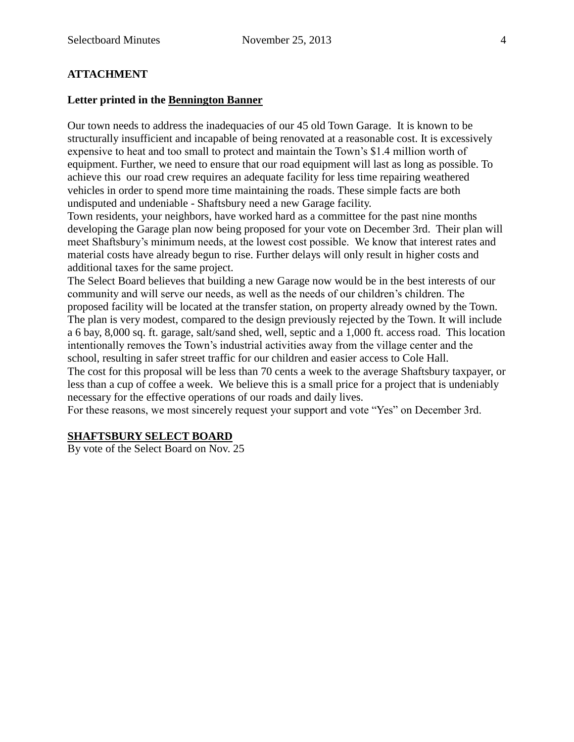**ATTACHMENT**

**Letter printed in the Bennington Banner**

Our town needs to address the inadequacies of our 45 old Town Garage. It is known to be structurally insufficient and incapable of being renovated at a reasonable cost. It is excessively expensive to heat and too small to protect and maintain the Town's $1.4 million worth of equipment. Further, we need to ensure that our road equipment will last as long as possible. To achieve this our road crew requires an adequate facility for less time repairing weathered vehicles in order to spend more time maintaining the roads. These simple facts are both undisputed and undeniable - Shaftsbury need a new Garage facility.

Town residents, your neighbors, have worked hard as a committee for the past nine months developing the Garage plan now being proposed for your vote on December 3rd. Their plan will meet Shaftsbury's minimum needs, at the lowest cost possible. We know that interest rates and material costs have already begun to rise. Further delays will only result in higher costs and additional taxes for the same project.

The Select Board believes that building a new Garage now would be in the best interests of our community and will serve our needs, as well as the needs of our children's children. The proposed facility will be located at the transfer station, on property already owned by the Town. The plan is very modest, compared to the design previously rejected by the Town. It will include a 6 bay, 8,000 sq. ft. garage, salt/sand shed, well, septic and a 1,000 ft. access road. This location intentionally removes the Town's industrial activities away from the village center and the school, resulting in safer street traffic for our children and easier access to Cole Hall.

The cost for this proposal will be less than 70 cents a week to the average Shaftsbury taxpayer, or less than a cup of coffee a week. We believe this is a small price for a project that is undeniably necessary for the effective operations of our roads and daily lives.

For these reasons, we most sincerely request your support and vote "Yes" on December 3rd.

**SHAFTSBURY SELECT BOARD**

By vote of the Select Board on Nov. 25